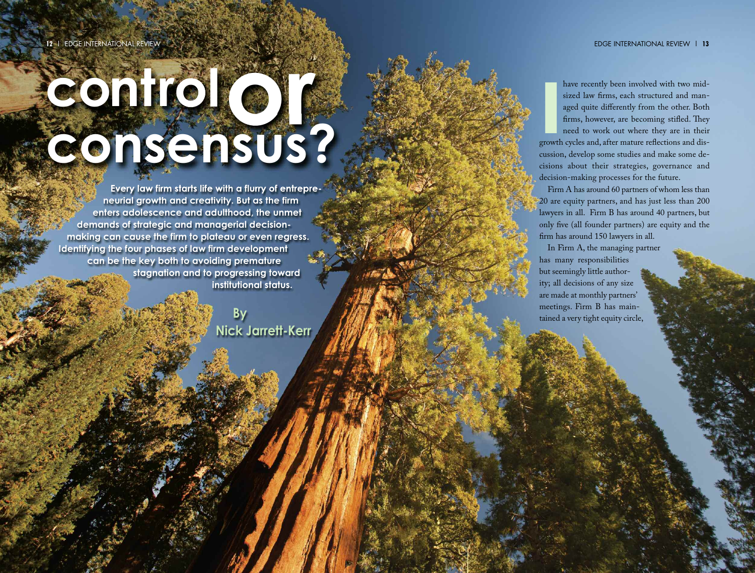# control or consensus?

**Every law firm starts life with a flurry of entrepreneurial growth and creativity. But as the firm enters adolescence and adulthood, the unmet demands of strategic and managerial decision-making can cause the firm to plateau or even regress. Identifying the four phases of law firm development can be the key both to avoiding premature stagnation and to progressing toward institutional status.**

**By Nick Jarrett-Kerr**

I have recently been involved with two mid-sized law firms, each structured and managed quite differently from the other. Both firms, however, are becoming stifled. They need to work out where they are in their growth cycles and, after mature reflections and discussion, develop some studies and make some decisions about their strategies, governance and decision-making processes for the future.

Firm A has around 60 partners of whom less than 20 are equity partners, and has just less than 200 lawyers in all. Firm B has around 40 partners, but only five (all founder partners) are equity and the firm has around 150 lawyers in all.

In Firm A, the managing partner has many responsibilities but seemingly little authority; all decisions of any size are made at monthly partners' meetings. Firm B has maintained a very tight equity circle,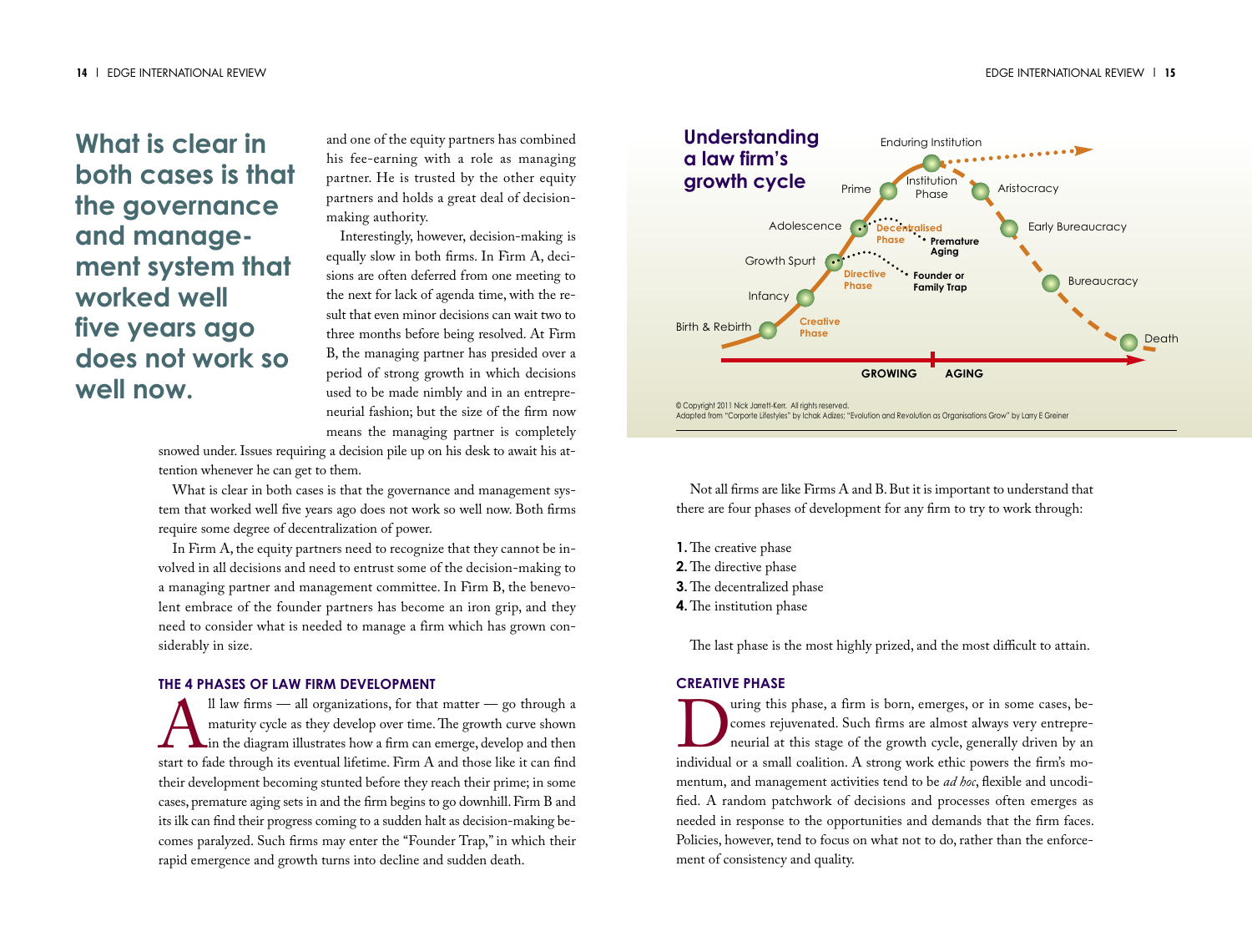**What is clear in both cases is that the governance and management system that worked well five years ago does not work so well now.**

and one of the equity partners has combined his fee-earning with a role as managing partner. He is trusted by the other equity partners and holds a great deal of decision-making authority.

Interestingly, however, decision-making is equally slow in both firms. In Firm A, decisions are often deferred from one meeting to the next for lack of agenda time, with the result that even minor decisions can wait two to three months before being resolved. At Firm B, the managing partner has presided over a period of strong growth in which decisions used to be made nimbly and in an entrepreneurial fashion; but the size of the firm now means the managing partner is completely snowed under. Issues requiring a decision pile up on his desk to await his attention whenever he can get to them.

What is clear in both cases is that the governance and management system that worked well five years ago does not work so well now. Both firms require some degree of decentralization of power.

In Firm A, the equity partners need to recognize that they cannot be involved in all decisions and need to entrust some of the decision-making to a managing partner and management committee. In Firm B, the benevolent embrace of the founder partners has become an iron grip, and they need to consider what is needed to manage a firm which has grown considerably in size.

## THE 4 PHASES OF LAW FIRM DEVELOPMENT

All law firms — all organizations, for that matter — go through a maturity cycle as they develop over time. The growth curve shown in the diagram illustrates how a firm can emerge, develop and then start to fade through its eventual lifetime. Firm A and those like it can find their development becoming stunted before they reach their prime; in some cases, premature aging sets in and the firm begins to go downhill. Firm B and its ilk can find their progress coming to a sudden halt as decision-making becomes paralyzed. Such firms may enter the "Founder Trap," in which their rapid emergence and growth turns into decline and sudden death.

**Understanding a law firm's growth cycle**

Birth & Rebirth · Infancy · Growth Spurt · Adolescence · Prime · Institution Phase · Enduring Institution · Aristocracy · Early Bureaucracy · Bureaucracy · Death

Creative Phase · Directive Phase · Decentralised Phase · Premature Aging · Founder or Family Trap

GROWING · AGING

© Copyright 2011 Nick Jarrett-Kerr. All rights reserved.
Adapted from "Corporte Lifestyles" by Ichak Adizes; "Evolution and Revolution as Organisations Grow" by Larry E Greiner

Not all firms are like Firms A and B. But it is important to understand that there are four phases of development for any firm to try to work through:

1. The creative phase
2. The directive phase
3. The decentralized phase
4. The institution phase

The last phase is the most highly prized, and the most difficult to attain.

## CREATIVE PHASE

During this phase, a firm is born, emerges, or in some cases, becomes rejuvenated. Such firms are almost always very entrepreneurial at this stage of the growth cycle, generally driven by an individual or a small coalition. A strong work ethic powers the firm's momentum, and management activities tend to be *ad hoc*, flexible and uncodified. A random patchwork of decisions and processes often emerges as needed in response to the opportunities and demands that the firm faces. Policies, however, tend to focus on what not to do, rather than the enforcement of consistency and quality.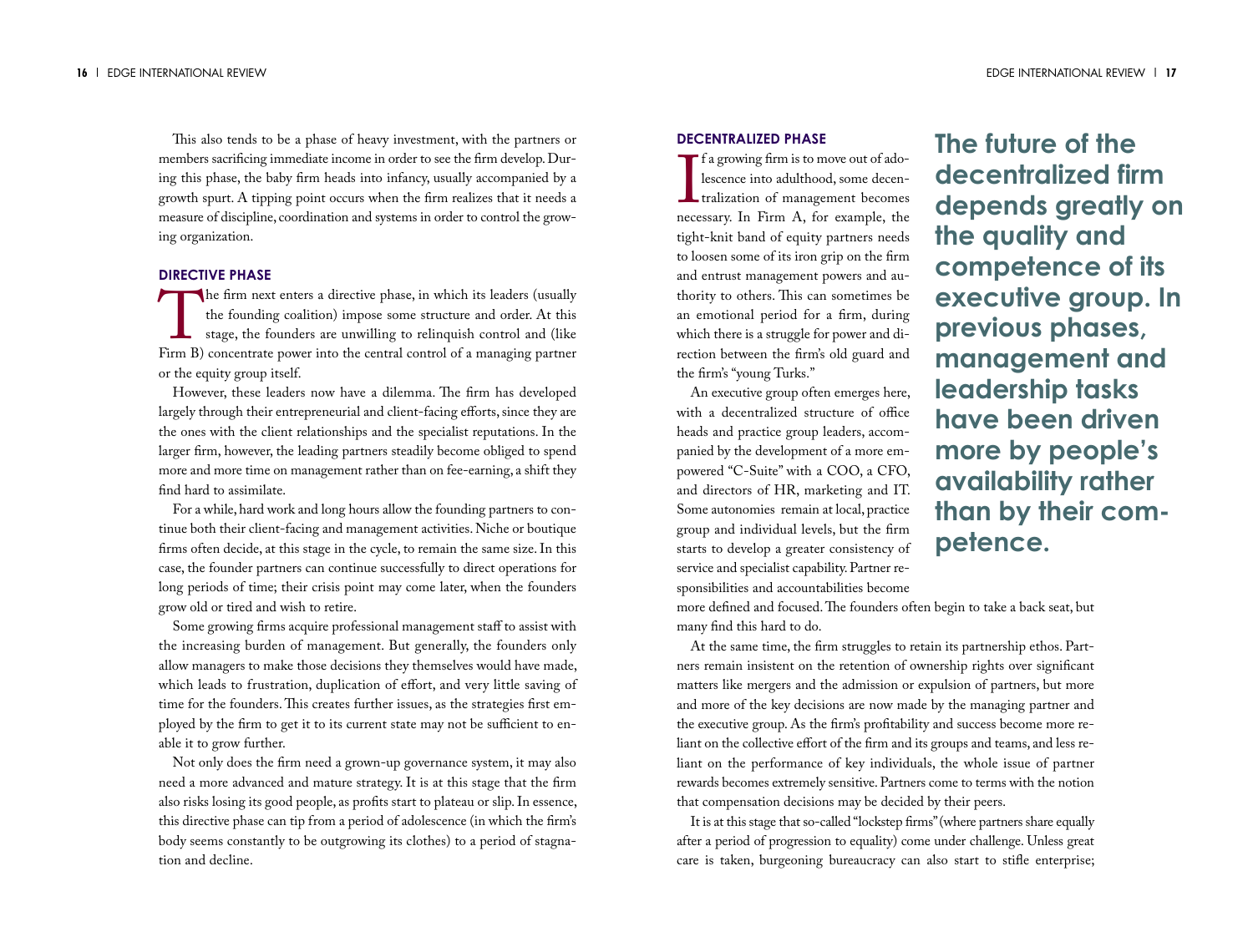This also tends to be a phase of heavy investment, with the partners or members sacrificing immediate income in order to see the firm develop. During this phase, the baby firm heads into infancy, usually accompanied by a growth spurt. A tipping point occurs when the firm realizes that it needs a measure of discipline, coordination and systems in order to control the growing organization.

## DIRECTIVE PHASE

The firm next enters a directive phase, in which its leaders (usually the founding coalition) impose some structure and order. At this stage, the founders are unwilling to relinquish control and (like Firm B) concentrate power into the central control of a managing partner or the equity group itself.

However, these leaders now have a dilemma. The firm has developed largely through their entrepreneurial and client-facing efforts, since they are the ones with the client relationships and the specialist reputations. In the larger firm, however, the leading partners steadily become obliged to spend more and more time on management rather than on fee-earning, a shift they find hard to assimilate.

For a while, hard work and long hours allow the founding partners to continue both their client-facing and management activities. Niche or boutique firms often decide, at this stage in the cycle, to remain the same size. In this case, the founder partners can continue successfully to direct operations for long periods of time; their crisis point may come later, when the founders grow old or tired and wish to retire.

Some growing firms acquire professional management staff to assist with the increasing burden of management. But generally, the founders only allow managers to make those decisions they themselves would have made, which leads to frustration, duplication of effort, and very little saving of time for the founders. This creates further issues, as the strategies first employed by the firm to get it to its current state may not be sufficient to enable it to grow further.

Not only does the firm need a grown-up governance system, it may also need a more advanced and mature strategy. It is at this stage that the firm also risks losing its good people, as profits start to plateau or slip. In essence, this directive phase can tip from a period of adolescence (in which the firm's body seems constantly to be outgrowing its clothes) to a period of stagnation and decline.

## DECENTRALIZED PHASE

If a growing firm is to move out of adolescence into adulthood, some decentralization of management becomes necessary. In Firm A, for example, the tight-knit band of equity partners needs to loosen some of its iron grip on the firm and entrust management powers and authority to others. This can sometimes be an emotional period for a firm, during which there is a struggle for power and direction between the firm's old guard and the firm's "young Turks."

An executive group often emerges here, with a decentralized structure of office heads and practice group leaders, accompanied by the development of a more empowered "C-Suite" with a COO, a CFO, and directors of HR, marketing and IT. Some autonomies remain at local, practice group and individual levels, but the firm starts to develop a greater consistency of service and specialist capability. Partner responsibilities and accountabilities become more defined and focused. The founders often begin to take a back seat, but many find this hard to do.

**The future of the decentralized firm depends greatly on the quality and competence of its executive group. In previous phases, management and leadership tasks have been driven more by people's availability rather than by their competence.**

At the same time, the firm struggles to retain its partnership ethos. Partners remain insistent on the retention of ownership rights over significant matters like mergers and the admission or expulsion of partners, but more and more of the key decisions are now made by the managing partner and the executive group. As the firm's profitability and success become more reliant on the collective effort of the firm and its groups and teams, and less reliant on the performance of key individuals, the whole issue of partner rewards becomes extremely sensitive. Partners come to terms with the notion that compensation decisions may be decided by their peers.

It is at this stage that so-called "lockstep firms" (where partners share equally after a period of progression to equality) come under challenge. Unless great care is taken, burgeoning bureaucracy can also start to stifle enterprise;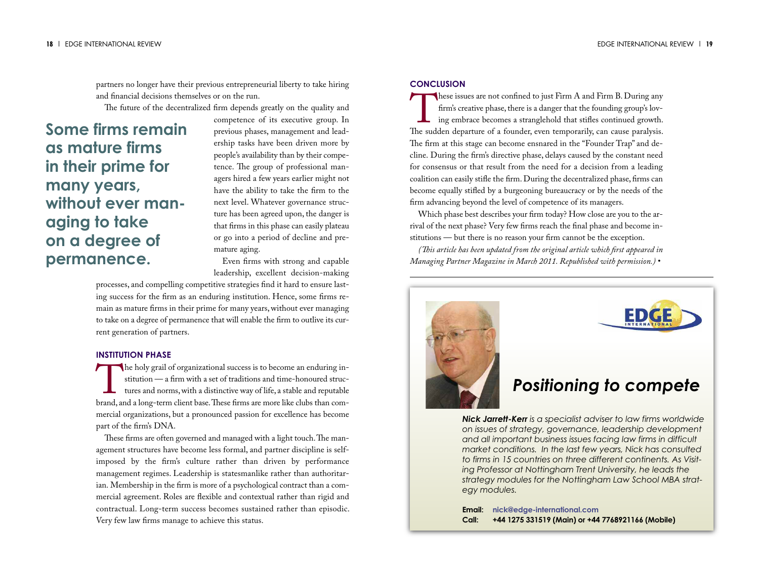partners no longer have their previous entrepreneurial liberty to take hiring and financial decisions themselves or on the run.

The future of the decentralized firm depends greatly on the quality and competence of its executive group. In previous phases, management and leadership tasks have been driven more by people's availability than by their competence. The group of professional managers hired a few years earlier might not have the ability to take the firm to the next level. Whatever governance structure has been agreed upon, the danger is that firms in this phase can easily plateau or go into a period of decline and premature aging.

**Some firms remain as mature firms in their prime for many years, without ever managing to take on a degree of permanence.**

Even firms with strong and capable leadership, excellent decision-making processes, and compelling competitive strategies find it hard to ensure lasting success for the firm as an enduring institution. Hence, some firms remain as mature firms in their prime for many years, without ever managing to take on a degree of permanence that will enable the firm to outlive its current generation of partners.

### INSTITUTION PHASE

The holy grail of organizational success is to become an enduring institution — a firm with a set of traditions and time-honoured structures and norms, with a distinctive way of life, a stable and reputable brand, and a long-term client base. These firms are more like clubs than commercial organizations, but a pronounced passion for excellence has become part of the firm's DNA.

These firms are often governed and managed with a light touch. The management structures have become less formal, and partner discipline is self-imposed by the firm's culture rather than driven by performance management regimes. Leadership is statesmanlike rather than authoritarian. Membership in the firm is more of a psychological contract than a commercial agreement. Roles are flexible and contextual rather than rigid and contractual. Long-term success becomes sustained rather than episodic. Very few law firms manage to achieve this status.

### CONCLUSION

These issues are not confined to just Firm A and Firm B. During any firm's creative phase, there is a danger that the founding group's loving embrace becomes a stranglehold that stifles continued growth. The sudden departure of a founder, even temporarily, can cause paralysis. The firm at this stage can become ensnared in the "Founder Trap" and decline. During the firm's directive phase, delays caused by the constant need for consensus or that result from the need for a decision from a leading coalition can easily stifle the firm. During the decentralized phase, firms can become equally stifled by a burgeoning bureaucracy or by the needs of the firm advancing beyond the level of competence of its managers.

Which phase best describes your firm today? How close are you to the arrival of the next phase? Very few firms reach the final phase and become institutions — but there is no reason your firm cannot be the exception.

*(This article has been updated from the original article which first appeared in Managing Partner Magazine in March 2011. Republished with permission.)* •

---

## *Positioning to compete*

***Nick Jarrett-Kerr*** *is a specialist adviser to law firms worldwide on issues of strategy, governance, leadership development and all important business issues facing law firms in difficult market conditions. In the last few years, Nick has consulted to firms in 15 countries on three different continents. As Visiting Professor at Nottingham Trent University, he leads the strategy modules for the Nottingham Law School MBA strategy modules.*

**Email:** nick@edge-international.com
**Call:** +44 1275 331519 (Main) or +44 7768921166 (Mobile)